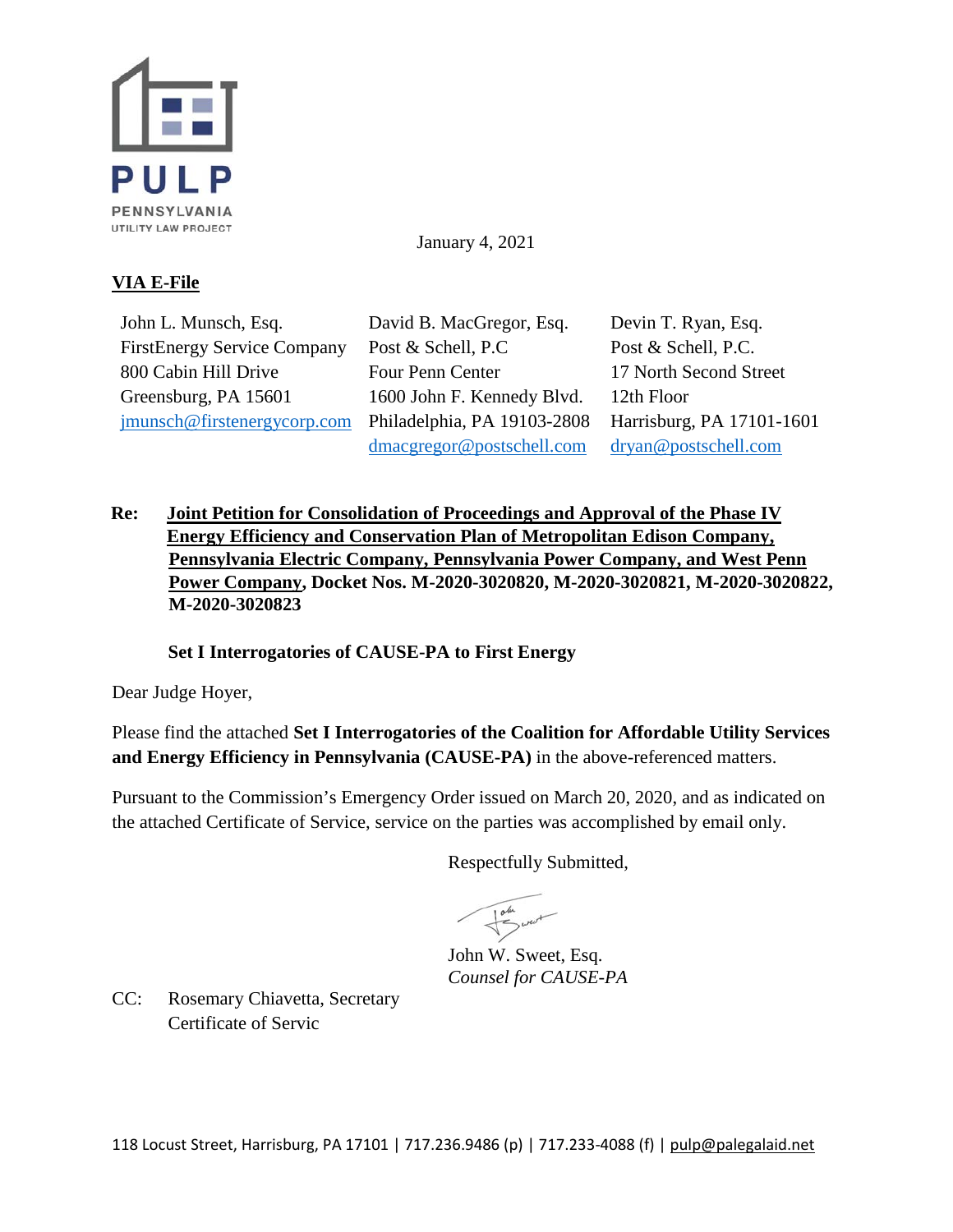PULP

PENNSYLVANIA

UTILITY LAW PROJECT

January 4, 2021

**VIA E-File**

John L. Munsch, Esq.
FirstEnergy Service Company
800 Cabin Hill Drive
Greensburg, PA 15601
jmunsch@firstenergycorp.com

David B. MacGregor, Esq.
Post & Schell, P.C
Four Penn Center
1600 John F. Kennedy Blvd.
Philadelphia, PA 19103-2808
dmacgregor@postschell.com

Devin T. Ryan, Esq.
Post & Schell, P.C.
17 North Second Street
12th Floor
Harrisburg, PA 17101-1601
dryan@postschell.com

**Re: Joint Petition for Consolidation of Proceedings and Approval of the Phase IV Energy Efficiency and Conservation Plan of Metropolitan Edison Company, Pennsylvania Electric Company, Pennsylvania Power Company, and West Penn Power Company, Docket Nos. M-2020-3020820, M-2020-3020821, M-2020-3020822, M-2020-3020823**

**Set I Interrogatories of CAUSE-PA to First Energy**

Dear Judge Hoyer,

Please find the attached **Set I Interrogatories of the Coalition for Affordable Utility Services and Energy Efficiency in Pennsylvania (CAUSE-PA)** in the above-referenced matters.

Pursuant to the Commission's Emergency Order issued on March 20, 2020, and as indicated on the attached Certificate of Service, service on the parties was accomplished by email only.

Respectfully Submitted,

John W. Sweet, Esq.
*Counsel for CAUSE-PA*

CC: Rosemary Chiavetta, Secretary
Certificate of Servic

118 Locust Street, Harrisburg, PA 17101 | 717.236.9486 (p) | 717.233-4088 (f) | pulp@palegalaid.net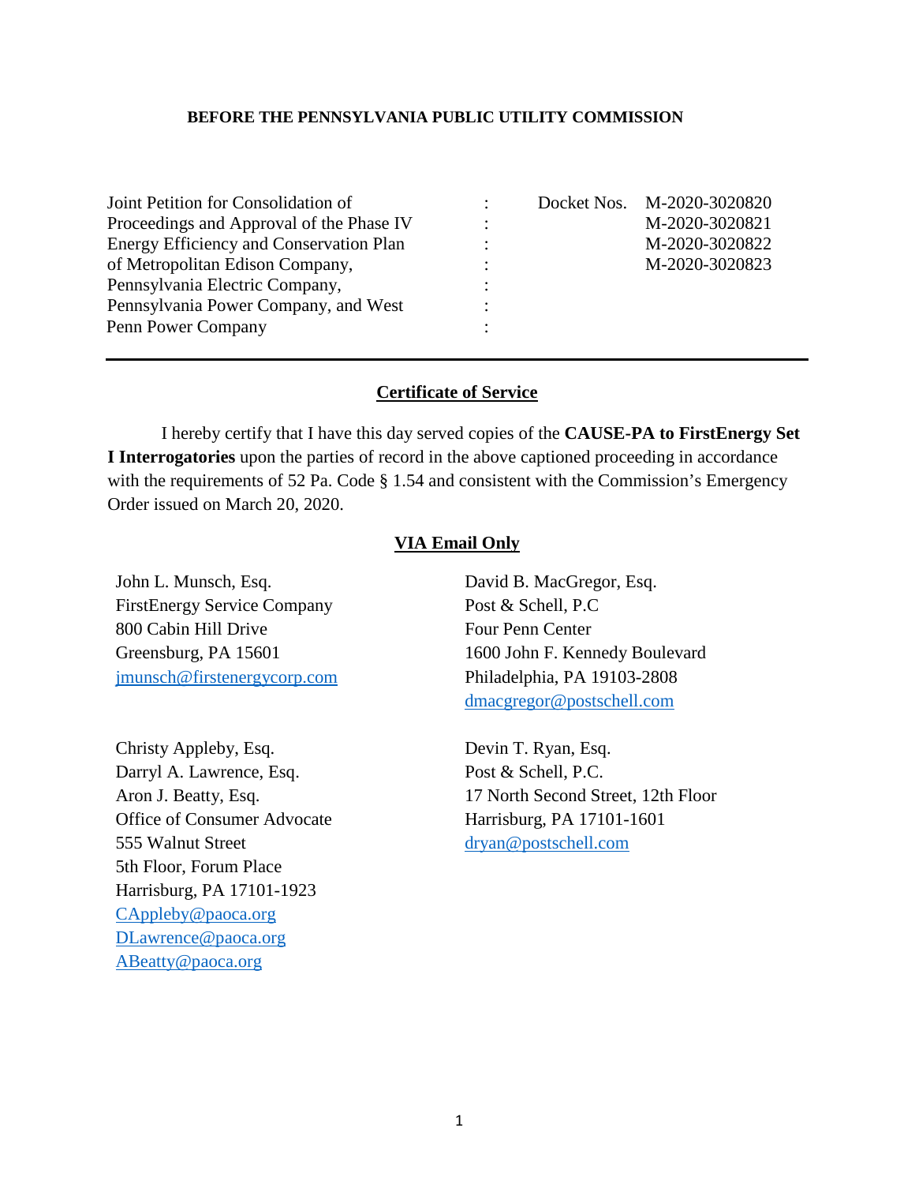**BEFORE THE PENNSYLVANIA PUBLIC UTILITY COMMISSION**

| | | | |
|---|---|---|---|
| Joint Petition for Consolidation of Proceedings and Approval of the Phase IV Energy Efficiency and Conservation Plan of Metropolitan Edison Company, Pennsylvania Electric Company, Pennsylvania Power Company, and West Penn Power Company | : | Docket Nos. | M-2020-3020820 M-2020-3020821 M-2020-3020822 M-2020-3020823 |

---

## Certificate of Service

I hereby certify that I have this day served copies of the **CAUSE-PA to FirstEnergy Set I Interrogatories** upon the parties of record in the above captioned proceeding in accordance with the requirements of 52 Pa. Code § 1.54 and consistent with the Commission's Emergency Order issued on March 20, 2020.

### VIA Email Only

John L. Munsch, Esq.
FirstEnergy Service Company
800 Cabin Hill Drive
Greensburg, PA 15601
jmunsch@firstenergycorp.com

Christy Appleby, Esq.
Darryl A. Lawrence, Esq.
Aron J. Beatty, Esq.
Office of Consumer Advocate
555 Walnut Street
5th Floor, Forum Place
Harrisburg, PA 17101-1923
CAppleby@paoca.org
DLawrence@paoca.org
ABeatty@paoca.org

David B. MacGregor, Esq.
Post & Schell, P.C
Four Penn Center
1600 John F. Kennedy Boulevard
Philadelphia, PA 19103-2808
dmacgregor@postschell.com

Devin T. Ryan, Esq.
Post & Schell, P.C.
17 North Second Street, 12th Floor
Harrisburg, PA 17101-1601
dryan@postschell.com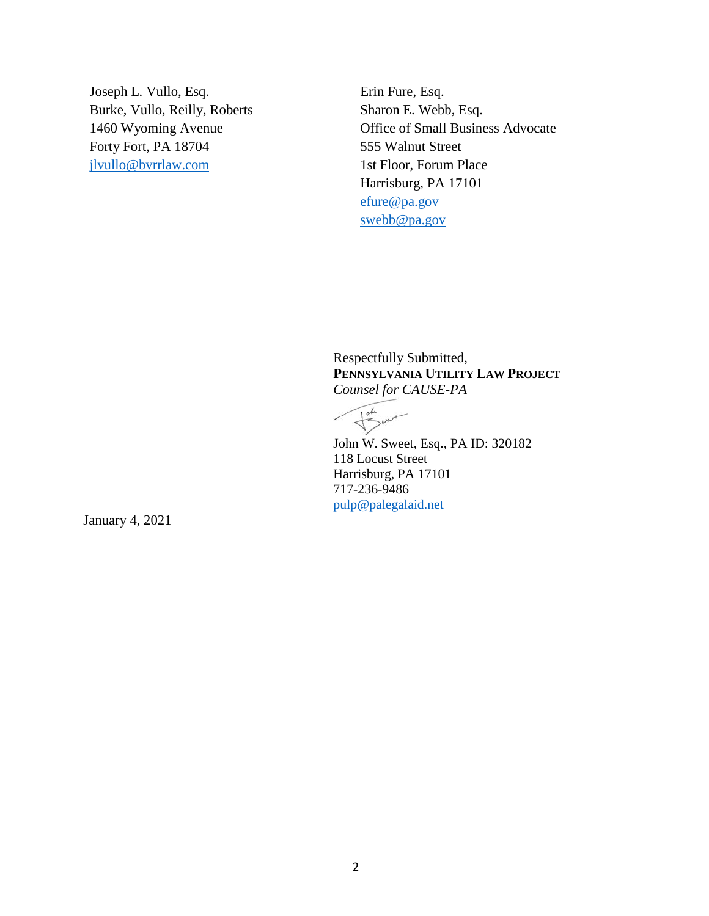Joseph L. Vullo, Esq.
Burke, Vullo, Reilly, Roberts
1460 Wyoming Avenue
Forty Fort, PA 18704
jlvullo@bvrrlaw.com

Erin Fure, Esq.
Sharon E. Webb, Esq.
Office of Small Business Advocate
555 Walnut Street
1st Floor, Forum Place
Harrisburg, PA 17101
efure@pa.gov
swebb@pa.gov

Respectfully Submitted,
**PENNSYLVANIA UTILITY LAW PROJECT**
*Counsel for CAUSE-PA*

John W. Sweet, Esq., PA ID: 320182
118 Locust Street
Harrisburg, PA 17101
717-236-9486
pulp@palegalaid.net

January 4, 2021